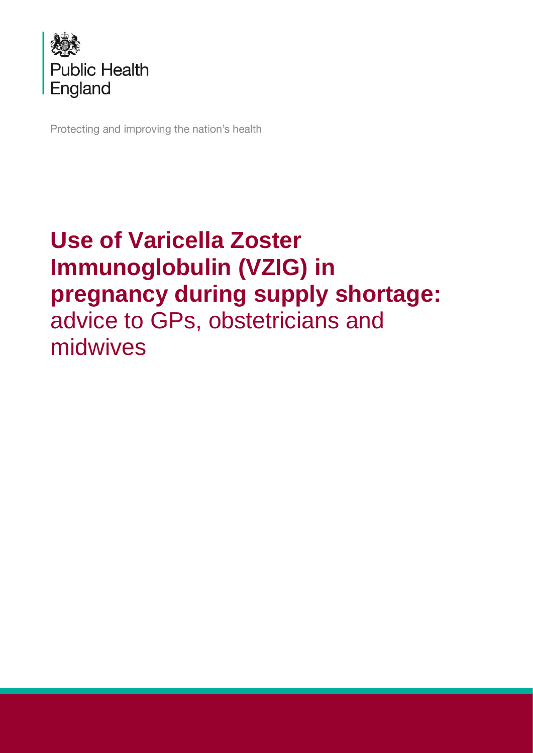Public Health England

Protecting and improving the nation's health

# **Use of Varicella Zoster Immunoglobulin (VZIG) in pregnancy during supply shortage:** advice to GPs, obstetricians and midwives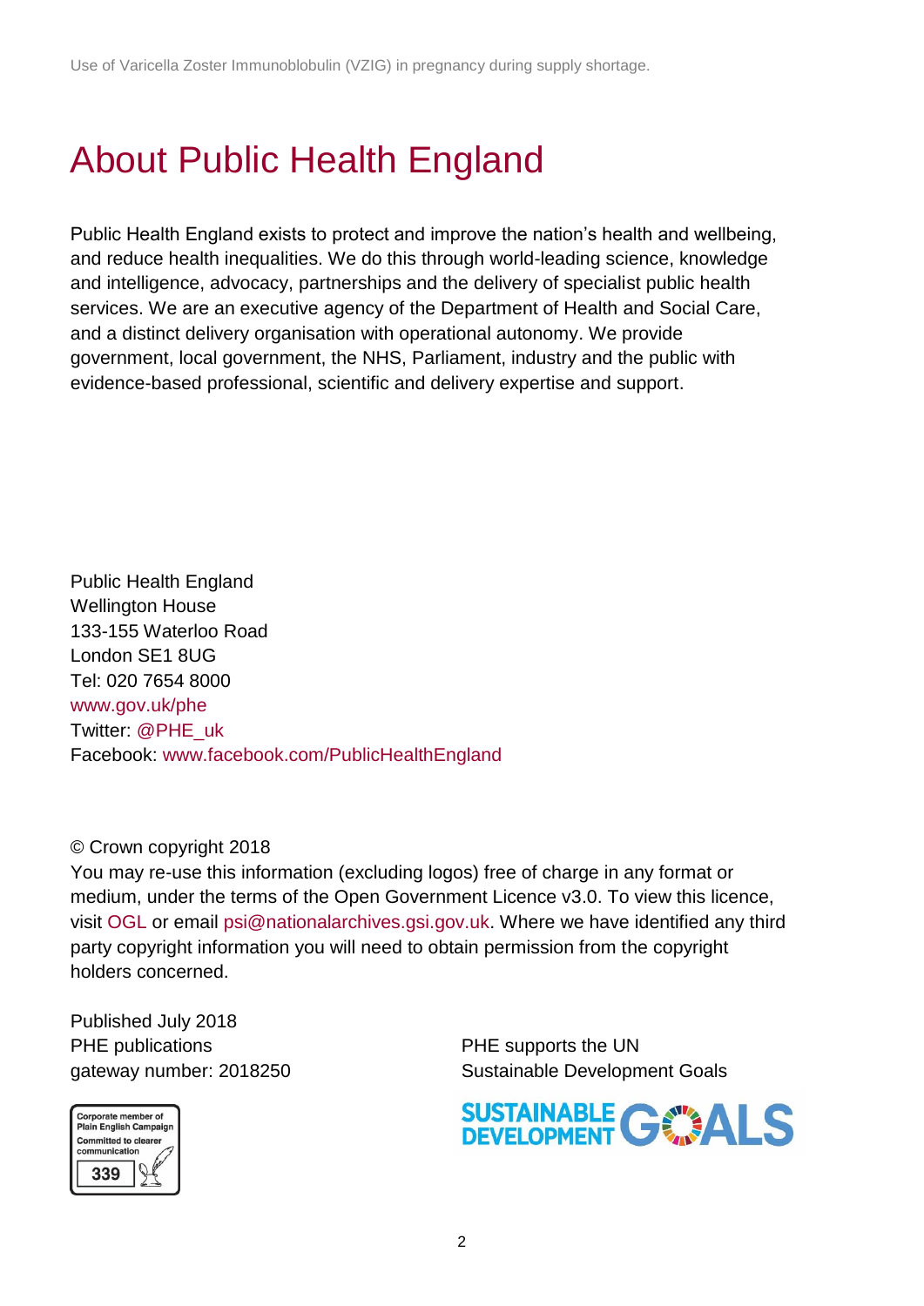# About Public Health England

Public Health England exists to protect and improve the nation's health and wellbeing, and reduce health inequalities. We do this through world-leading science, knowledge and intelligence, advocacy, partnerships and the delivery of specialist public health services. We are an executive agency of the Department of Health and Social Care, and a distinct delivery organisation with operational autonomy. We provide government, local government, the NHS, Parliament, industry and the public with evidence-based professional, scientific and delivery expertise and support.

Public Health England
Wellington House
133-155 Waterloo Road
London SE1 8UG
Tel: 020 7654 8000
www.gov.uk/phe
Twitter: @PHE_uk
Facebook: www.facebook.com/PublicHealthEngland

© Crown copyright 2018
You may re-use this information (excluding logos) free of charge in any format or medium, under the terms of the Open Government Licence v3.0. To view this licence, visit OGL or email psi@nationalarchives.gsi.gov.uk. Where we have identified any third party copyright information you will need to obtain permission from the copyright holders concerned.

Published July 2018
PHE publications
gateway number: 2018250

Corporate member of Plain English Campaign
Committed to clearer communication
339

PHE supports the UN
Sustainable Development Goals

SUSTAINABLE DEVELOPMENT GOALS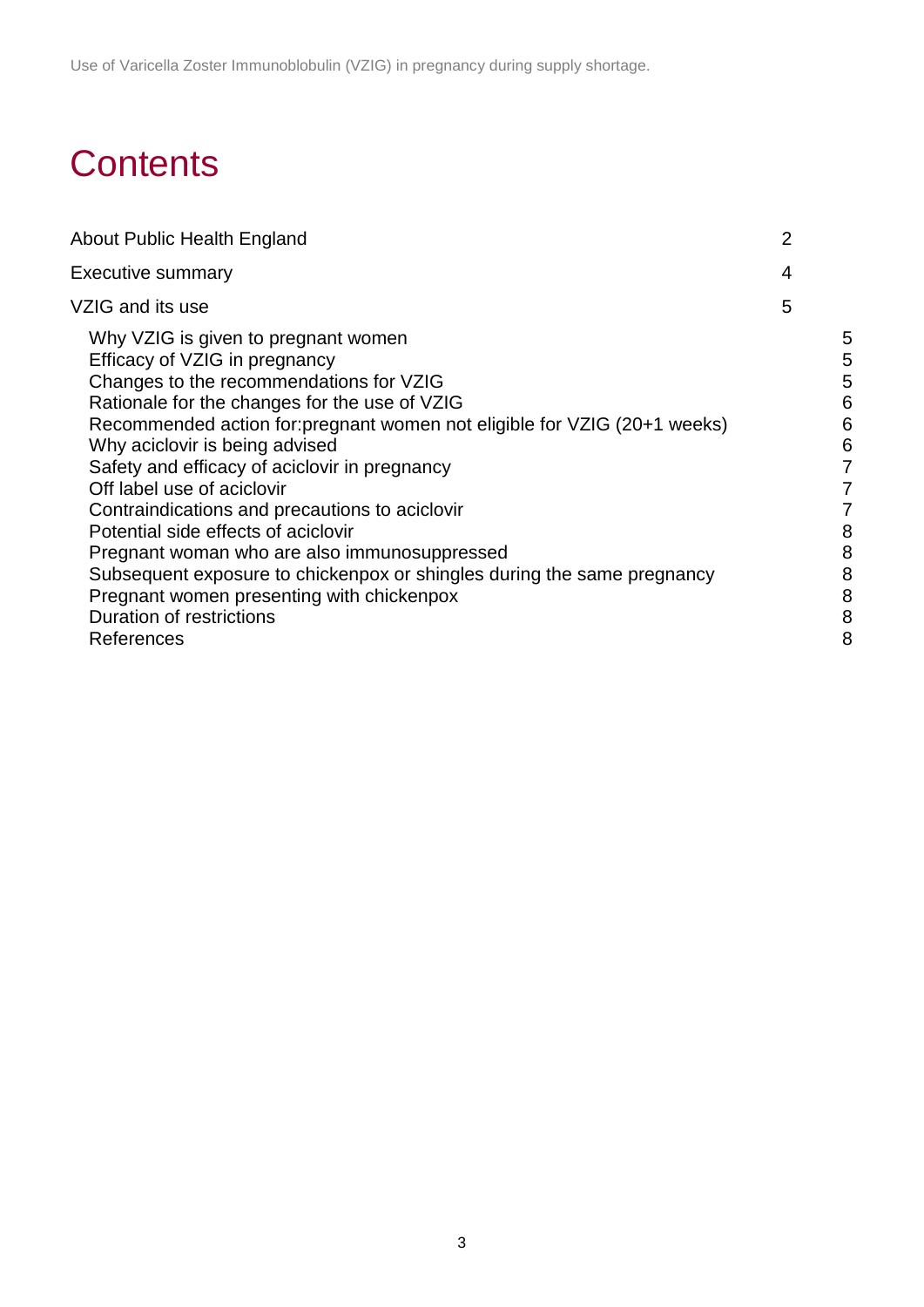# Contents

About Public Health England 2

Executive summary 4

VZIG and its use 5

- Why VZIG is given to pregnant women 5
- Efficacy of VZIG in pregnancy 5
- Changes to the recommendations for VZIG 5
- Rationale for the changes for the use of VZIG 6
- Recommended action for:pregnant women not eligible for VZIG (20+1 weeks) 6
- Why aciclovir is being advised 6
- Safety and efficacy of aciclovir in pregnancy 7
- Off label use of aciclovir 7
- Contraindications and precautions to aciclovir 7
- Potential side effects of aciclovir 8
- Pregnant woman who are also immunosuppressed 8
- Subsequent exposure to chickenpox or shingles during the same pregnancy 8
- Pregnant women presenting with chickenpox 8
- Duration of restrictions 8
- References 8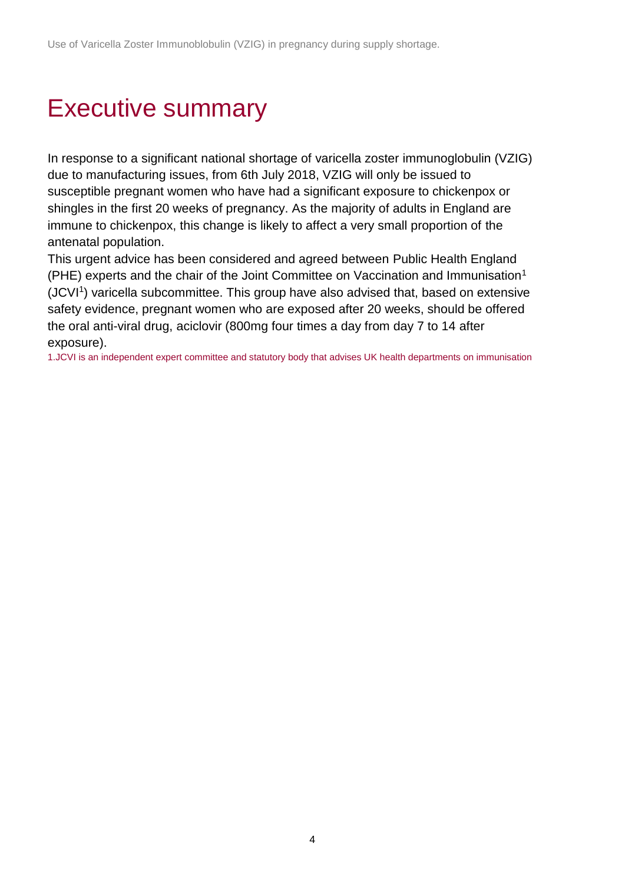# Executive summary

In response to a significant national shortage of varicella zoster immunoglobulin (VZIG) due to manufacturing issues, from 6th July 2018, VZIG will only be issued to susceptible pregnant women who have had a significant exposure to chickenpox or shingles in the first 20 weeks of pregnancy. As the majority of adults in England are immune to chickenpox, this change is likely to affect a very small proportion of the antenatal population.

This urgent advice has been considered and agreed between Public Health England (PHE) experts and the chair of the Joint Committee on Vaccination and Immunisation[1] (JCVI[1]) varicella subcommittee. This group have also advised that, based on extensive safety evidence, pregnant women who are exposed after 20 weeks, should be offered the oral anti-viral drug, aciclovir (800mg four times a day from day 7 to 14 after exposure).

1.JCVI is an independent expert committee and statutory body that advises UK health departments on immunisation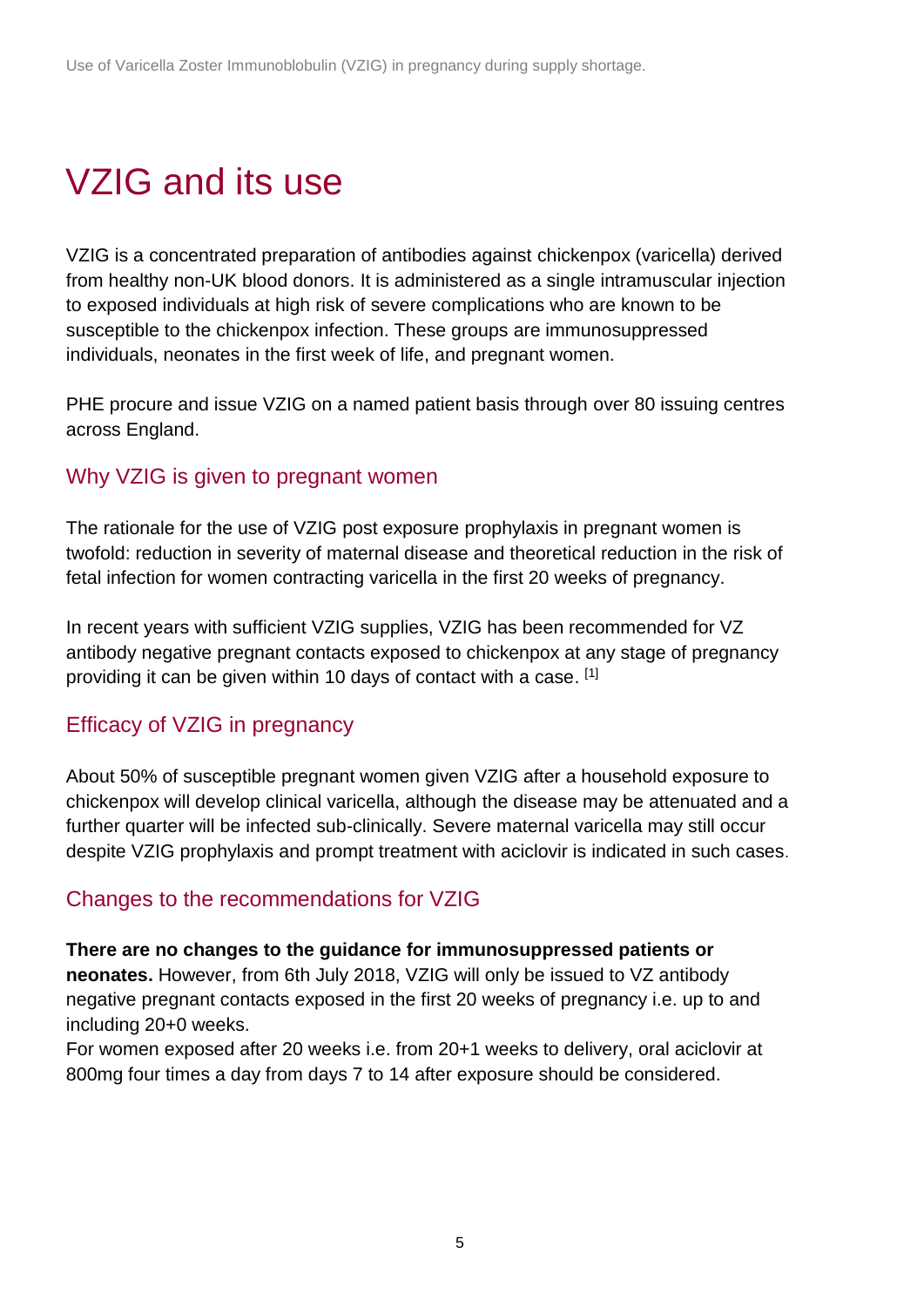# VZIG and its use

VZIG is a concentrated preparation of antibodies against chickenpox (varicella) derived from healthy non-UK blood donors. It is administered as a single intramuscular injection to exposed individuals at high risk of severe complications who are known to be susceptible to the chickenpox infection. These groups are immunosuppressed individuals, neonates in the first week of life, and pregnant women.

PHE procure and issue VZIG on a named patient basis through over 80 issuing centres across England.

## Why VZIG is given to pregnant women

The rationale for the use of VZIG post exposure prophylaxis in pregnant women is twofold: reduction in severity of maternal disease and theoretical reduction in the risk of fetal infection for women contracting varicella in the first 20 weeks of pregnancy.

In recent years with sufficient VZIG supplies, VZIG has been recommended for VZ antibody negative pregnant contacts exposed to chickenpox at any stage of pregnancy providing it can be given within 10 days of contact with a case. [1]

## Efficacy of VZIG in pregnancy

About 50% of susceptible pregnant women given VZIG after a household exposure to chickenpox will develop clinical varicella, although the disease may be attenuated and a further quarter will be infected sub-clinically. Severe maternal varicella may still occur despite VZIG prophylaxis and prompt treatment with aciclovir is indicated in such cases.

## Changes to the recommendations for VZIG

**There are no changes to the guidance for immunosuppressed patients or neonates.** However, from 6th July 2018, VZIG will only be issued to VZ antibody negative pregnant contacts exposed in the first 20 weeks of pregnancy i.e. up to and including 20+0 weeks.

For women exposed after 20 weeks i.e. from 20+1 weeks to delivery, oral aciclovir at 800mg four times a day from days 7 to 14 after exposure should be considered.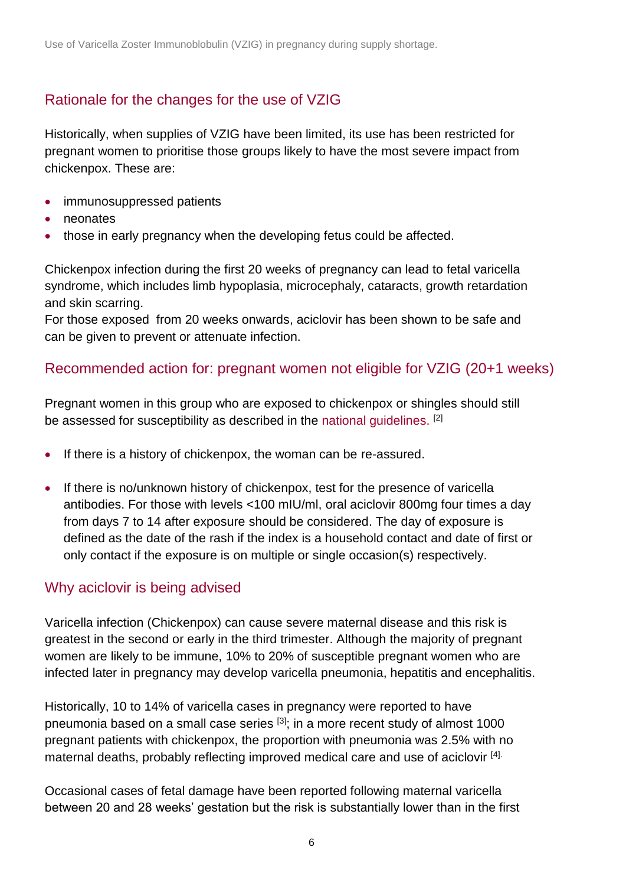## Rationale for the changes for the use of VZIG

Historically, when supplies of VZIG have been limited, its use has been restricted for pregnant women to prioritise those groups likely to have the most severe impact from chickenpox. These are:

- immunosuppressed patients
- neonates
- those in early pregnancy when the developing fetus could be affected.

Chickenpox infection during the first 20 weeks of pregnancy can lead to fetal varicella syndrome, which includes limb hypoplasia, microcephaly, cataracts, growth retardation and skin scarring.
For those exposed from 20 weeks onwards, aciclovir has been shown to be safe and can be given to prevent or attenuate infection.

## Recommended action for: pregnant women not eligible for VZIG (20+1 weeks)

Pregnant women in this group who are exposed to chickenpox or shingles should still be assessed for susceptibility as described in the national guidelines. [2]

- If there is a history of chickenpox, the woman can be re-assured.
- If there is no/unknown history of chickenpox, test for the presence of varicella antibodies. For those with levels <100 mIU/ml, oral aciclovir 800mg four times a day from days 7 to 14 after exposure should be considered. The day of exposure is defined as the date of the rash if the index is a household contact and date of first or only contact if the exposure is on multiple or single occasion(s) respectively.

## Why aciclovir is being advised

Varicella infection (Chickenpox) can cause severe maternal disease and this risk is greatest in the second or early in the third trimester. Although the majority of pregnant women are likely to be immune, 10% to 20% of susceptible pregnant women who are infected later in pregnancy may develop varicella pneumonia, hepatitis and encephalitis.

Historically, 10 to 14% of varicella cases in pregnancy were reported to have pneumonia based on a small case series [3]; in a more recent study of almost 1000 pregnant patients with chickenpox, the proportion with pneumonia was 2.5% with no maternal deaths, probably reflecting improved medical care and use of aciclovir [4].

Occasional cases of fetal damage have been reported following maternal varicella between 20 and 28 weeks' gestation but the risk is substantially lower than in the first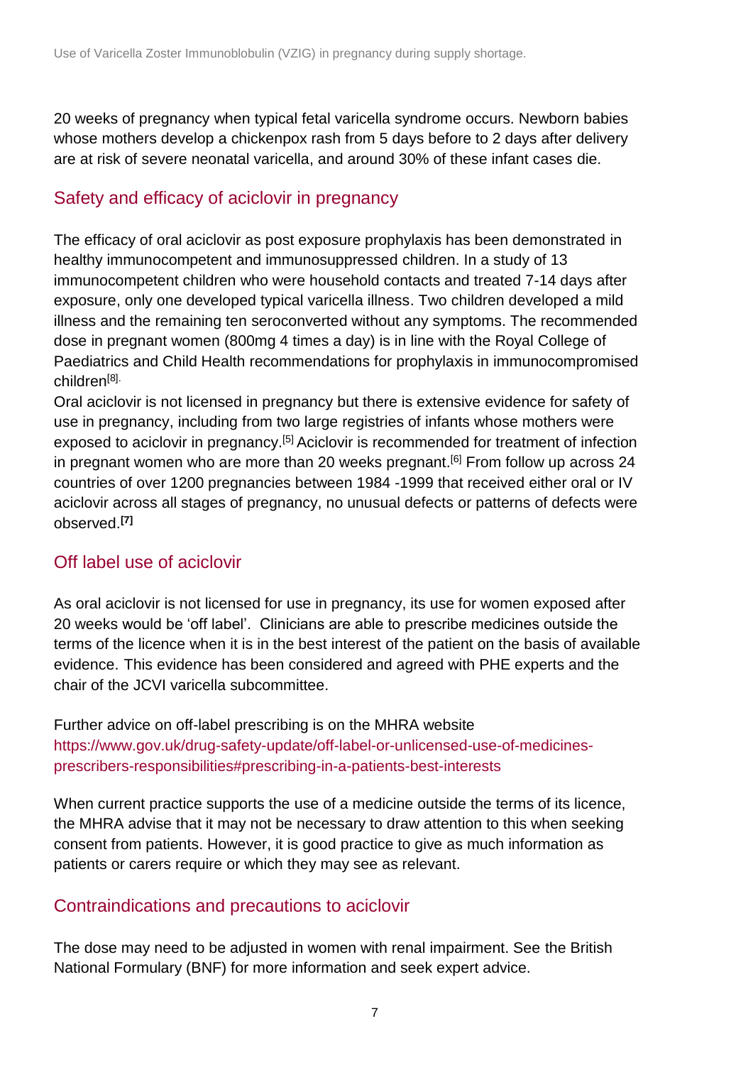20 weeks of pregnancy when typical fetal varicella syndrome occurs. Newborn babies whose mothers develop a chickenpox rash from 5 days before to 2 days after delivery are at risk of severe neonatal varicella, and around 30% of these infant cases die.

## Safety and efficacy of aciclovir in pregnancy

The efficacy of oral aciclovir as post exposure prophylaxis has been demonstrated in healthy immunocompetent and immunosuppressed children. In a study of 13 immunocompetent children who were household contacts and treated 7-14 days after exposure, only one developed typical varicella illness. Two children developed a mild illness and the remaining ten seroconverted without any symptoms. The recommended dose in pregnant women (800mg 4 times a day) is in line with the Royal College of Paediatrics and Child Health recommendations for prophylaxis in immunocompromised children[8].

Oral aciclovir is not licensed in pregnancy but there is extensive evidence for safety of use in pregnancy, including from two large registries of infants whose mothers were exposed to aciclovir in pregnancy.[5] Aciclovir is recommended for treatment of infection in pregnant women who are more than 20 weeks pregnant.[6] From follow up across 24 countries of over 1200 pregnancies between 1984 -1999 that received either oral or IV aciclovir across all stages of pregnancy, no unusual defects or patterns of defects were observed.[7]

## Off label use of aciclovir

As oral aciclovir is not licensed for use in pregnancy, its use for women exposed after 20 weeks would be 'off label'. Clinicians are able to prescribe medicines outside the terms of the licence when it is in the best interest of the patient on the basis of available evidence. This evidence has been considered and agreed with PHE experts and the chair of the JCVI varicella subcommittee.

Further advice on off-label prescribing is on the MHRA website
https://www.gov.uk/drug-safety-update/off-label-or-unlicensed-use-of-medicines-prescribers-responsibilities#prescribing-in-a-patients-best-interests

When current practice supports the use of a medicine outside the terms of its licence, the MHRA advise that it may not be necessary to draw attention to this when seeking consent from patients. However, it is good practice to give as much information as patients or carers require or which they may see as relevant.

## Contraindications and precautions to aciclovir

The dose may need to be adjusted in women with renal impairment. See the British National Formulary (BNF) for more information and seek expert advice.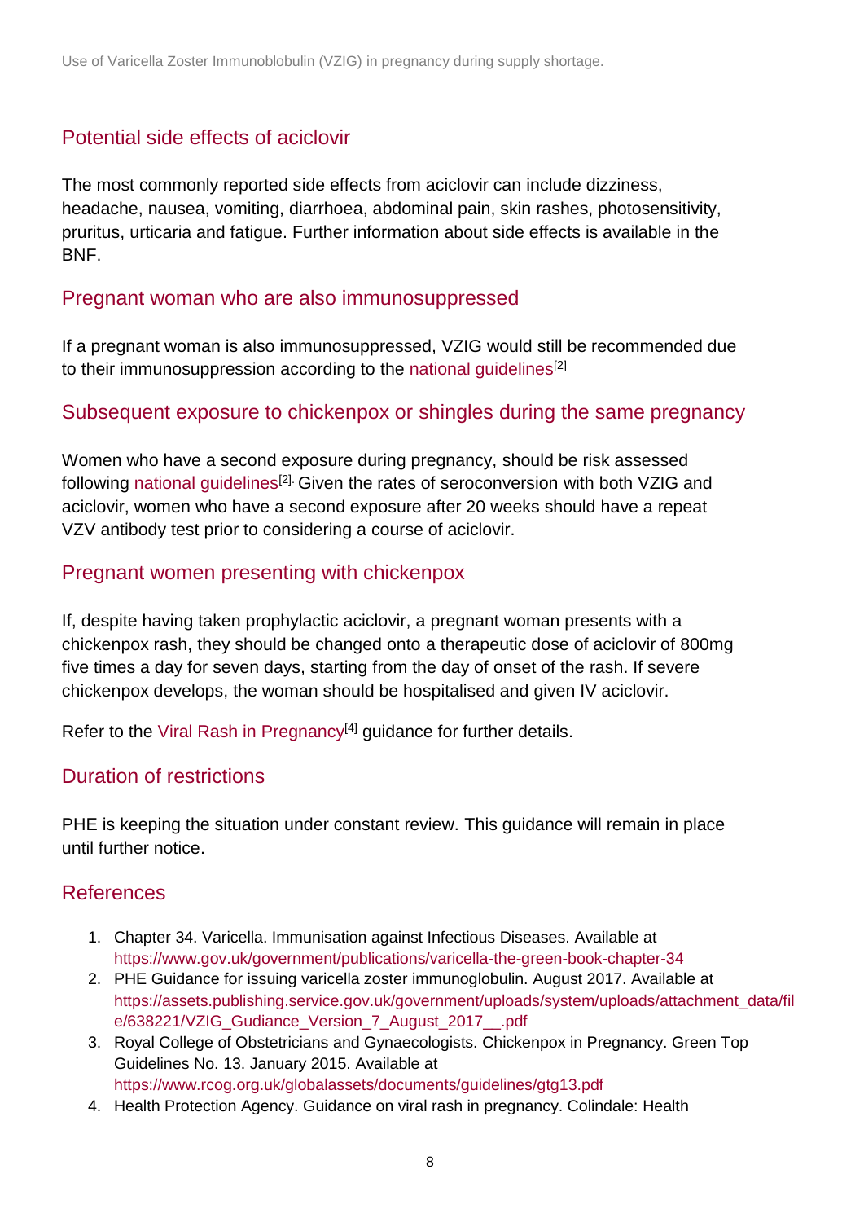## Potential side effects of aciclovir

The most commonly reported side effects from aciclovir can include dizziness, headache, nausea, vomiting, diarrhoea, abdominal pain, skin rashes, photosensitivity, pruritus, urticaria and fatigue. Further information about side effects is available in the BNF.

## Pregnant woman who are also immunosuppressed

If a pregnant woman is also immunosuppressed, VZIG would still be recommended due to their immunosuppression according to the national guidelines[2]

## Subsequent exposure to chickenpox or shingles during the same pregnancy

Women who have a second exposure during pregnancy, should be risk assessed following national guidelines[2]. Given the rates of seroconversion with both VZIG and aciclovir, women who have a second exposure after 20 weeks should have a repeat VZV antibody test prior to considering a course of aciclovir.

## Pregnant women presenting with chickenpox

If, despite having taken prophylactic aciclovir, a pregnant woman presents with a chickenpox rash, they should be changed onto a therapeutic dose of aciclovir of 800mg five times a day for seven days, starting from the day of onset of the rash. If severe chickenpox develops, the woman should be hospitalised and given IV aciclovir.

Refer to the Viral Rash in Pregnancy[4] guidance for further details.

## Duration of restrictions

PHE is keeping the situation under constant review. This guidance will remain in place until further notice.

## References

1. Chapter 34. Varicella. Immunisation against Infectious Diseases. Available at https://www.gov.uk/government/publications/varicella-the-green-book-chapter-34
2. PHE Guidance for issuing varicella zoster immunoglobulin. August 2017. Available at https://assets.publishing.service.gov.uk/government/uploads/system/uploads/attachment_data/file/638221/VZIG_Gudiance_Version_7_August_2017__.pdf
3. Royal College of Obstetricians and Gynaecologists. Chickenpox in Pregnancy. Green Top Guidelines No. 13. January 2015. Available at https://www.rcog.org.uk/globalassets/documents/guidelines/gtg13.pdf
4. Health Protection Agency. Guidance on viral rash in pregnancy. Colindale: Health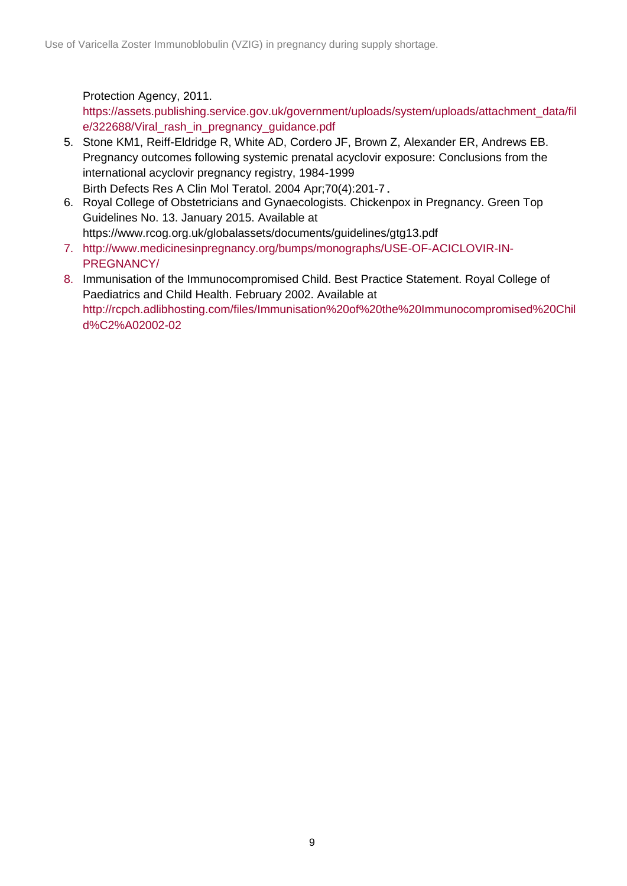Protection Agency, 2011. https://assets.publishing.service.gov.uk/government/uploads/system/uploads/attachment_data/file/322688/Viral_rash_in_pregnancy_guidance.pdf

5. Stone KM1, Reiff-Eldridge R, White AD, Cordero JF, Brown Z, Alexander ER, Andrews EB. Pregnancy outcomes following systemic prenatal acyclovir exposure: Conclusions from the international acyclovir pregnancy registry, 1984-1999
   Birth Defects Res A Clin Mol Teratol. 2004 Apr;70(4):201-7.
6. Royal College of Obstetricians and Gynaecologists. Chickenpox in Pregnancy. Green Top Guidelines No. 13. January 2015. Available at https://www.rcog.org.uk/globalassets/documents/guidelines/gtg13.pdf
7. http://www.medicinesinpregnancy.org/bumps/monographs/USE-OF-ACICLOVIR-IN-PREGNANCY/
8. Immunisation of the Immunocompromised Child. Best Practice Statement. Royal College of Paediatrics and Child Health. February 2002. Available at http://rcpch.adlibhosting.com/files/Immunisation%20of%20the%20Immunocompromised%20Child%C2%A02002-02